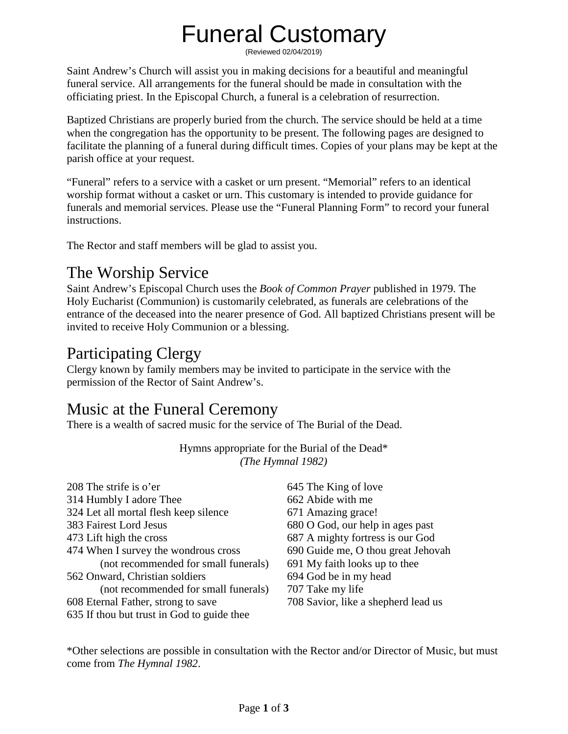# Funeral Customary

(Reviewed 02/04/2019)

Saint Andrew's Church will assist you in making decisions for a beautiful and meaningful funeral service. All arrangements for the funeral should be made in consultation with the officiating priest. In the Episcopal Church, a funeral is a celebration of resurrection.

Baptized Christians are properly buried from the church. The service should be held at a time when the congregation has the opportunity to be present. The following pages are designed to facilitate the planning of a funeral during difficult times. Copies of your plans may be kept at the parish office at your request.

"Funeral" refers to a service with a casket or urn present. "Memorial" refers to an identical worship format without a casket or urn. This customary is intended to provide guidance for funerals and memorial services. Please use the "Funeral Planning Form" to record your funeral instructions.

The Rector and staff members will be glad to assist you.

## The Worship Service

Saint Andrew's Episcopal Church uses the *Book of Common Prayer* published in 1979. The Holy Eucharist (Communion) is customarily celebrated, as funerals are celebrations of the entrance of the deceased into the nearer presence of God. All baptized Christians present will be invited to receive Holy Communion or a blessing.

## Participating Clergy

Clergy known by family members may be invited to participate in the service with the permission of the Rector of Saint Andrew's.

## Music at the Funeral Ceremony

There is a wealth of sacred music for the service of The Burial of the Dead.

Hymns appropriate for the Burial of the Dead*
*(The Hymnal 1982)*

208 The strife is o'er
314 Humbly I adore Thee
324 Let all mortal flesh keep silence
383 Fairest Lord Jesus
473 Lift high the cross
474 When I survey the wondrous cross
 (not recommended for small funerals)
562 Onward, Christian soldiers
 (not recommended for small funerals)
608 Eternal Father, strong to save
635 If thou but trust in God to guide thee
645 The King of love
662 Abide with me
671 Amazing grace!
680 O God, our help in ages past
687 A mighty fortress is our God
690 Guide me, O thou great Jehovah
691 My faith looks up to thee
694 God be in my head
707 Take my life
708 Savior, like a shepherd lead us

*Other selections are possible in consultation with the Rector and/or Director of Music, but must come from *The Hymnal 1982*.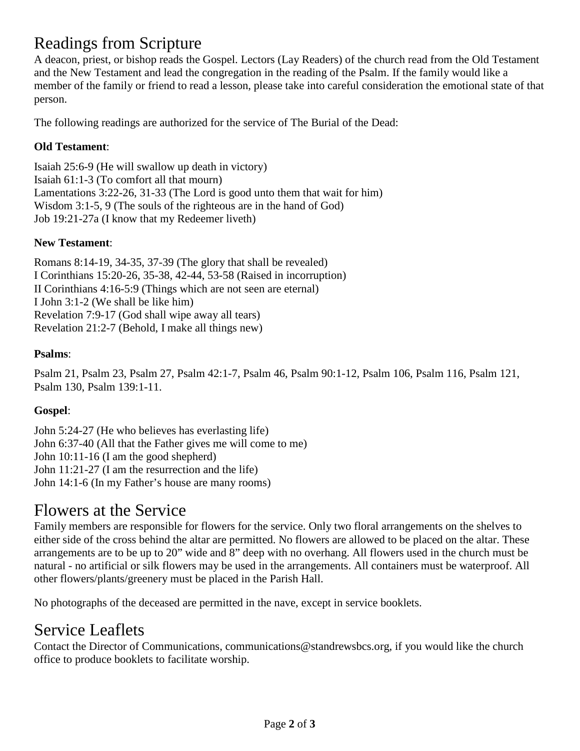# Readings from Scripture

A deacon, priest, or bishop reads the Gospel. Lectors (Lay Readers) of the church read from the Old Testament and the New Testament and lead the congregation in the reading of the Psalm. If the family would like a member of the family or friend to read a lesson, please take into careful consideration the emotional state of that person.

The following readings are authorized for the service of The Burial of the Dead:

**Old Testament**:

Isaiah 25:6-9 (He will swallow up death in victory)
Isaiah 61:1-3 (To comfort all that mourn)
Lamentations 3:22-26, 31-33 (The Lord is good unto them that wait for him)
Wisdom 3:1-5, 9 (The souls of the righteous are in the hand of God)
Job 19:21-27a (I know that my Redeemer liveth)

**New Testament**:

Romans 8:14-19, 34-35, 37-39 (The glory that shall be revealed)
I Corinthians 15:20-26, 35-38, 42-44, 53-58 (Raised in incorruption)
II Corinthians 4:16-5:9 (Things which are not seen are eternal)
I John 3:1-2 (We shall be like him)
Revelation 7:9-17 (God shall wipe away all tears)
Revelation 21:2-7 (Behold, I make all things new)

**Psalms**:

Psalm 21, Psalm 23, Psalm 27, Psalm 42:1-7, Psalm 46, Psalm 90:1-12, Psalm 106, Psalm 116, Psalm 121, Psalm 130, Psalm 139:1-11.

**Gospel**:

John 5:24-27 (He who believes has everlasting life)
John 6:37-40 (All that the Father gives me will come to me)
John 10:11-16 (I am the good shepherd)
John 11:21-27 (I am the resurrection and the life)
John 14:1-6 (In my Father's house are many rooms)

# Flowers at the Service

Family members are responsible for flowers for the service. Only two floral arrangements on the shelves to either side of the cross behind the altar are permitted. No flowers are allowed to be placed on the altar. These arrangements are to be up to 20" wide and 8" deep with no overhang. All flowers used in the church must be natural - no artificial or silk flowers may be used in the arrangements. All containers must be waterproof. All other flowers/plants/greenery must be placed in the Parish Hall.

No photographs of the deceased are permitted in the nave, except in service booklets.

# Service Leaflets

Contact the Director of Communications, communications@standrewsbcs.org, if you would like the church office to produce booklets to facilitate worship.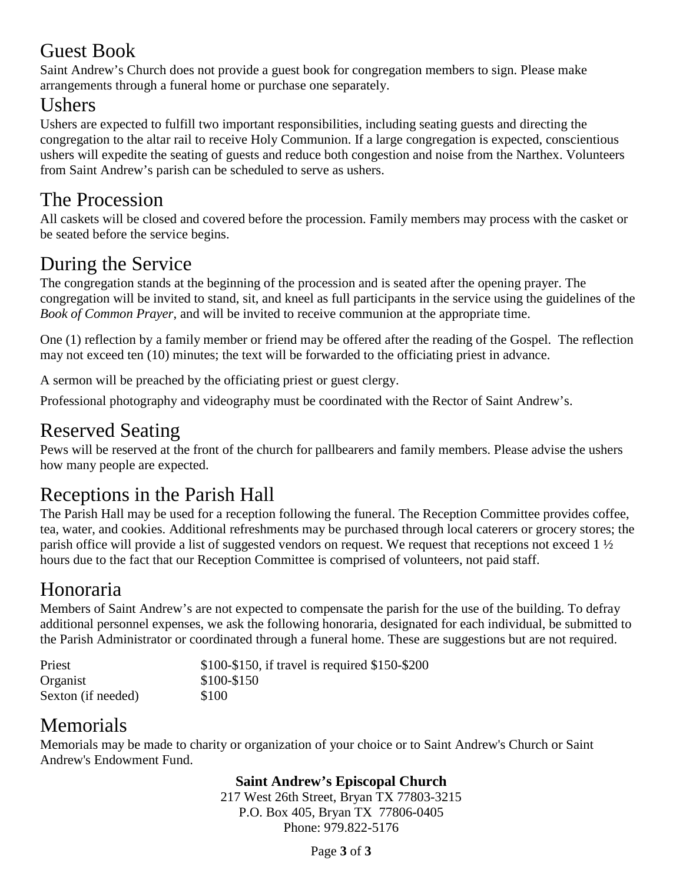## Guest Book

Saint Andrew's Church does not provide a guest book for congregation members to sign. Please make arrangements through a funeral home or purchase one separately.

## Ushers

Ushers are expected to fulfill two important responsibilities, including seating guests and directing the congregation to the altar rail to receive Holy Communion. If a large congregation is expected, conscientious ushers will expedite the seating of guests and reduce both congestion and noise from the Narthex. Volunteers from Saint Andrew's parish can be scheduled to serve as ushers.

## The Procession

All caskets will be closed and covered before the procession. Family members may process with the casket or be seated before the service begins.

## During the Service

The congregation stands at the beginning of the procession and is seated after the opening prayer. The congregation will be invited to stand, sit, and kneel as full participants in the service using the guidelines of the *Book of Common Prayer*, and will be invited to receive communion at the appropriate time.

One (1) reflection by a family member or friend may be offered after the reading of the Gospel. The reflection may not exceed ten (10) minutes; the text will be forwarded to the officiating priest in advance.

A sermon will be preached by the officiating priest or guest clergy.

Professional photography and videography must be coordinated with the Rector of Saint Andrew's.

## Reserved Seating

Pews will be reserved at the front of the church for pallbearers and family members. Please advise the ushers how many people are expected.

## Receptions in the Parish Hall

The Parish Hall may be used for a reception following the funeral. The Reception Committee provides coffee, tea, water, and cookies. Additional refreshments may be purchased through local caterers or grocery stores; the parish office will provide a list of suggested vendors on request. We request that receptions not exceed 1 ½ hours due to the fact that our Reception Committee is comprised of volunteers, not paid staff.

## Honoraria

Members of Saint Andrew's are not expected to compensate the parish for the use of the building. To defray additional personnel expenses, we ask the following honoraria, designated for each individual, be submitted to the Parish Administrator or coordinated through a funeral home. These are suggestions but are not required.

| | |
|---|---|
| Priest | \$100-\$150, if travel is required \$150-\$200 |
| Organist | \$100-\$150 |
| Sexton (if needed) | \$100 |

## Memorials

Memorials may be made to charity or organization of your choice or to Saint Andrew's Church or Saint Andrew's Endowment Fund.

**Saint Andrew's Episcopal Church**
217 West 26th Street, Bryan TX 77803-3215
P.O. Box 405, Bryan TX 77806-0405
Phone: 979.822-5176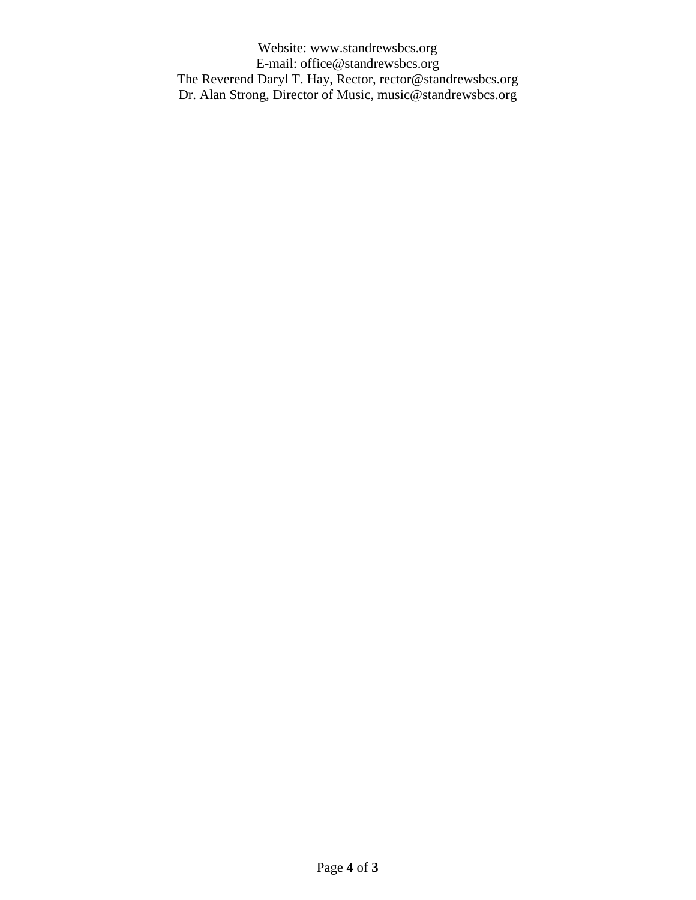Website: www.standrewsbcs.org
E-mail: office@standrewsbcs.org
The Reverend Daryl T. Hay, Rector, rector@standrewsbcs.org
Dr. Alan Strong, Director of Music, music@standrewsbcs.org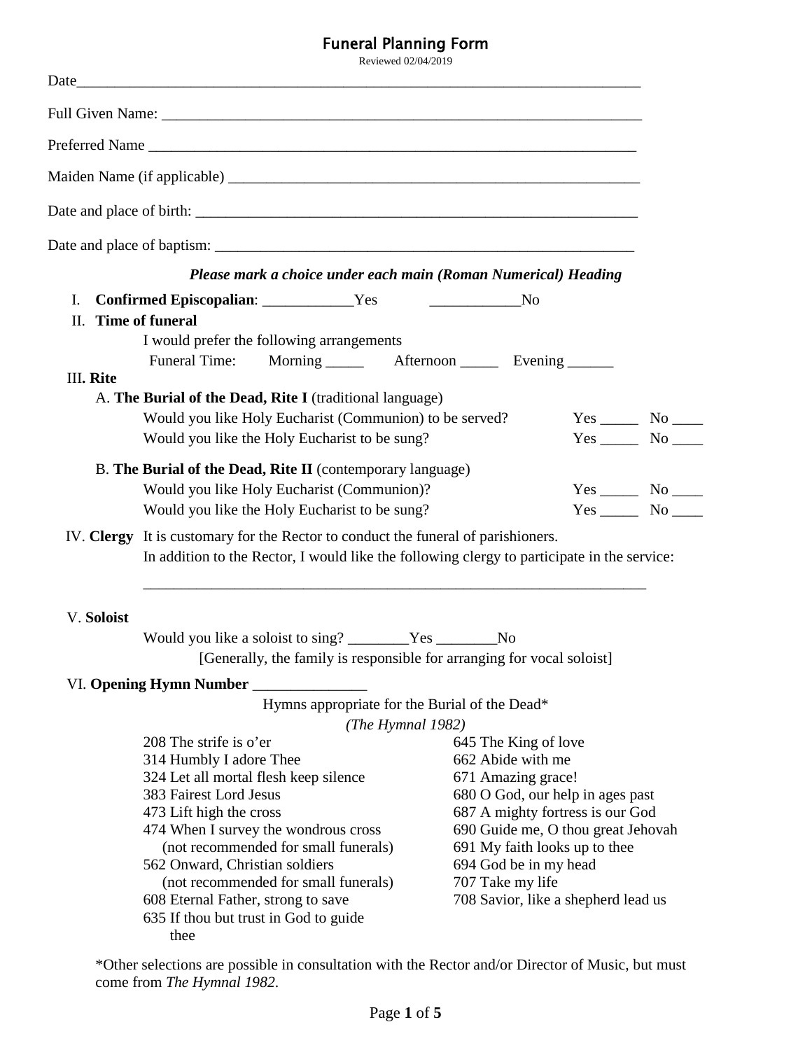# Funeral Planning Form

Reviewed 02/04/2019

Date_____________________________________________________________________________

Full Given Name: _________________________________________________________________

Preferred Name __________________________________________________________________

Maiden Name (if applicable) _______________________________________________________

Date and place of birth: ___________________________________________________________

Date and place of baptism: _________________________________________________________

***Please mark a choice under each main (Roman Numerical) Heading***

I. **Confirmed Episcopalian**: ____________Yes ____________No

II. **Time of funeral**

I would prefer the following arrangements

Funeral Time: Morning _____ Afternoon _____ Evening ______

III. **Rite**

A. **The Burial of the Dead, Rite I** (traditional language)

Would you like Holy Eucharist (Communion) to be served? Yes _____ No ____

Would you like the Holy Eucharist to be sung? Yes _____ No ____

B. **The Burial of the Dead, Rite II** (contemporary language)

Would you like Holy Eucharist (Communion)? Yes _____ No ____

Would you like the Holy Eucharist to be sung? Yes _____ No ____

IV. **Clergy** It is customary for the Rector to conduct the funeral of parishioners.

In addition to the Rector, I would like the following clergy to participate in the service:

_____________________________________________________________________

V. **Soloist**

Would you like a soloist to sing? ________Yes ________No

[Generally, the family is responsible for arranging for vocal soloist]

VI. **Opening Hymn Number** _______________

Hymns appropriate for the Burial of the Dead*

*(The Hymnal 1982)*

208 The strife is o'er
314 Humbly I adore Thee
324 Let all mortal flesh keep silence
383 Fairest Lord Jesus
473 Lift high the cross
474 When I survey the wondrous cross (not recommended for small funerals)
562 Onward, Christian soldiers (not recommended for small funerals)
608 Eternal Father, strong to save
635 If thou but trust in God to guide thee
645 The King of love
662 Abide with me
671 Amazing grace!
680 O God, our help in ages past
687 A mighty fortress is our God
690 Guide me, O thou great Jehovah
691 My faith looks up to thee
694 God be in my head
707 Take my life
708 Savior, like a shepherd lead us

*Other selections are possible in consultation with the Rector and/or Director of Music, but must come from *The Hymnal 1982*.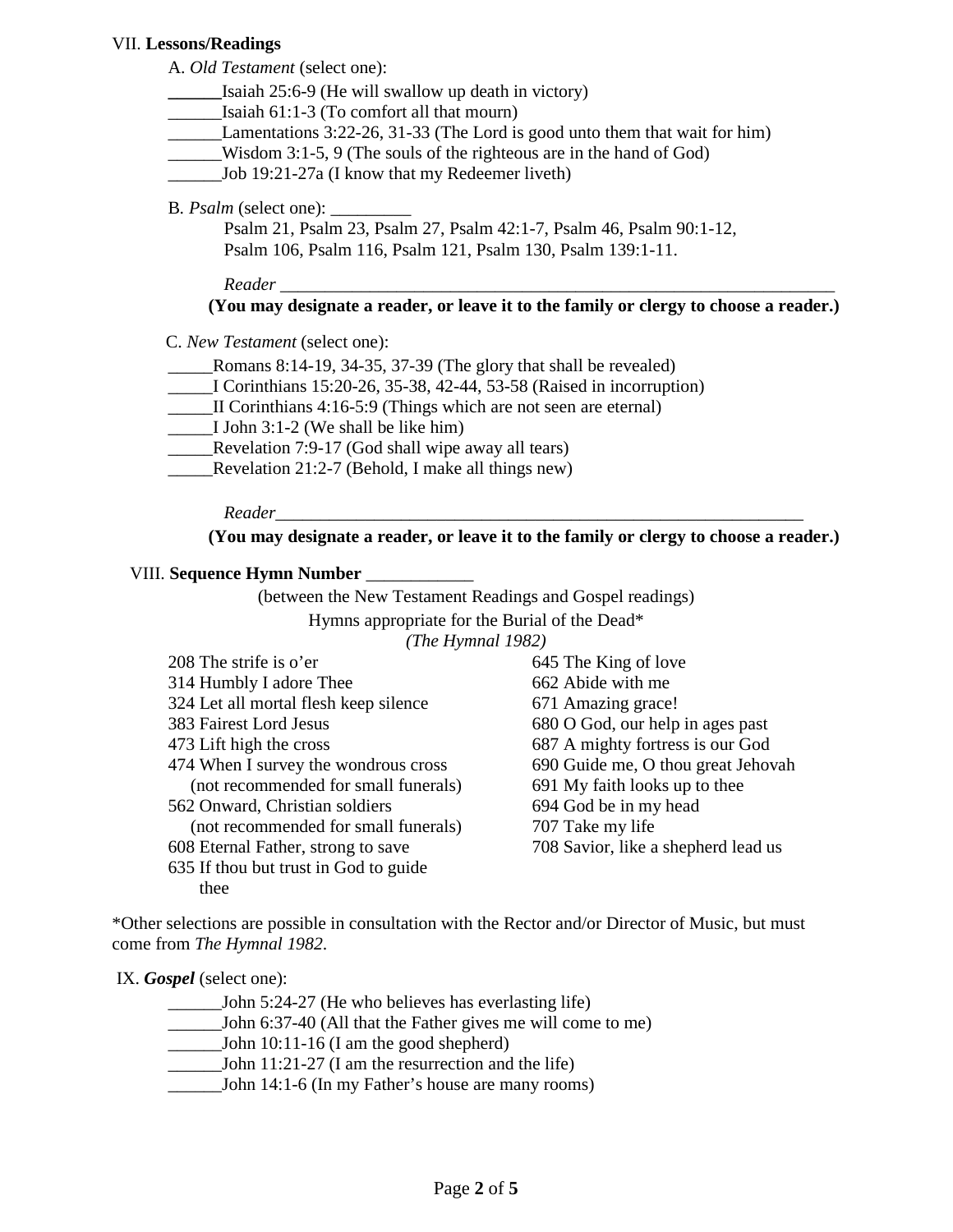VII. **Lessons/Readings**

A. *Old Testament* (select one):

______Isaiah 25:6-9 (He will swallow up death in victory)
______Isaiah 61:1-3 (To comfort all that mourn)
______Lamentations 3:22-26, 31-33 (The Lord is good unto them that wait for him)
______Wisdom 3:1-5, 9 (The souls of the righteous are in the hand of God)
______Job 19:21-27a (I know that my Redeemer liveth)

B. *Psalm* (select one): _________

Psalm 21, Psalm 23, Psalm 27, Psalm 42:1-7, Psalm 46, Psalm 90:1-12, Psalm 106, Psalm 116, Psalm 121, Psalm 130, Psalm 139:1-11.

*Reader* ________________________________________________________________

**(You may designate a reader, or leave it to the family or clergy to choose a reader.)**

C. *New Testament* (select one):

_____Romans 8:14-19, 34-35, 37-39 (The glory that shall be revealed)
_____I Corinthians 15:20-26, 35-38, 42-44, 53-58 (Raised in incorruption)
_____II Corinthians 4:16-5:9 (Things which are not seen are eternal)
_____I John 3:1-2 (We shall be like him)
_____Revelation 7:9-17 (God shall wipe away all tears)
_____Revelation 21:2-7 (Behold, I make all things new)

*Reader*______________________________________________________________

**(You may designate a reader, or leave it to the family or clergy to choose a reader.)**

VIII. **Sequence Hymn Number** ____________

(between the New Testament Readings and Gospel readings)

Hymns appropriate for the Burial of the Dead*

*(The Hymnal 1982)*

208 The strife is o'er
314 Humbly I adore Thee
324 Let all mortal flesh keep silence
383 Fairest Lord Jesus
473 Lift high the cross
474 When I survey the wondrous cross (not recommended for small funerals)
562 Onward, Christian soldiers (not recommended for small funerals)
608 Eternal Father, strong to save
635 If thou but trust in God to guide thee
645 The King of love
662 Abide with me
671 Amazing grace!
680 O God, our help in ages past
687 A mighty fortress is our God
690 Guide me, O thou great Jehovah
691 My faith looks up to thee
694 God be in my head
707 Take my life
708 Savior, like a shepherd lead us

*Other selections are possible in consultation with the Rector and/or Director of Music, but must come from *The Hymnal 1982*.

IX. ***Gospel*** (select one):

______John 5:24-27 (He who believes has everlasting life)
______John 6:37-40 (All that the Father gives me will come to me)
______John 10:11-16 (I am the good shepherd)
______John 11:21-27 (I am the resurrection and the life)
______John 14:1-6 (In my Father's house are many rooms)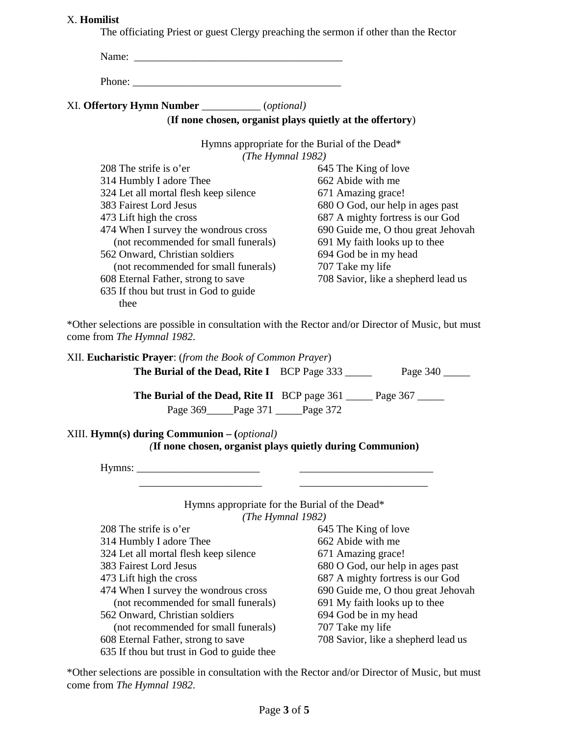X. **Homilist**

The officiating Priest or guest Clergy preaching the sermon if other than the Rector

Name: _______________________________________

Phone: _______________________________________

XI. **Offertory Hymn Number** ___________ (*optional)*

(**If none chosen, organist plays quietly at the offertory**)

Hymns appropriate for the Burial of the Dead*
*(The Hymnal 1982)*

208 The strife is o'er
314 Humbly I adore Thee
324 Let all mortal flesh keep silence
383 Fairest Lord Jesus
473 Lift high the cross
474 When I survey the wondrous cross
(not recommended for small funerals)
562 Onward, Christian soldiers
(not recommended for small funerals)
608 Eternal Father, strong to save
635 If thou but trust in God to guide thee
645 The King of love
662 Abide with me
671 Amazing grace!
680 O God, our help in ages past
687 A mighty fortress is our God
690 Guide me, O thou great Jehovah
691 My faith looks up to thee
694 God be in my head
707 Take my life
708 Savior, like a shepherd lead us

*Other selections are possible in consultation with the Rector and/or Director of Music, but must come from *The Hymnal 1982*.

XII. **Eucharistic Prayer**: (*from the Book of Common Prayer*)

**The Burial of the Dead, Rite I** BCP Page 333 _____ Page 340 _____

**The Burial of the Dead, Rite II** BCP page 361 _____ Page 367 _____ Page 369_____Page 371 _____Page 372

XIII. **Hymn(s) during Communion – (***optional)*

*(***If none chosen, organist plays quietly during Communion)**

Hymns: _______________________ _________________________
_______________________ ________________________

Hymns appropriate for the Burial of the Dead*
*(The Hymnal 1982)*

208 The strife is o'er
314 Humbly I adore Thee
324 Let all mortal flesh keep silence
383 Fairest Lord Jesus
473 Lift high the cross
474 When I survey the wondrous cross
(not recommended for small funerals)
562 Onward, Christian soldiers
(not recommended for small funerals)
608 Eternal Father, strong to save
635 If thou but trust in God to guide thee
645 The King of love
662 Abide with me
671 Amazing grace!
680 O God, our help in ages past
687 A mighty fortress is our God
690 Guide me, O thou great Jehovah
691 My faith looks up to thee
694 God be in my head
707 Take my life
708 Savior, like a shepherd lead us

*Other selections are possible in consultation with the Rector and/or Director of Music, but must come from *The Hymnal 1982*.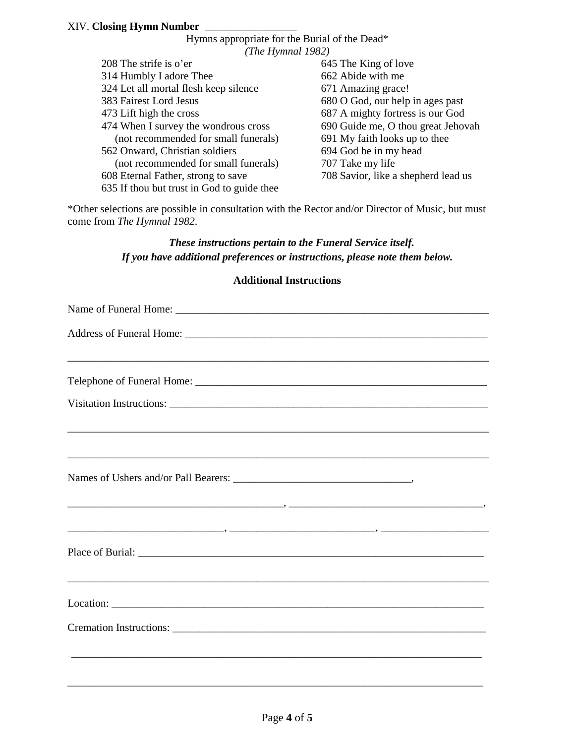XIV. **Closing Hymn Number** _________________

Hymns appropriate for the Burial of the Dead*
*(The Hymnal 1982)*

208 The strife is o'er
314 Humbly I adore Thee
324 Let all mortal flesh keep silence
383 Fairest Lord Jesus
473 Lift high the cross
474 When I survey the wondrous cross (not recommended for small funerals)
562 Onward, Christian soldiers (not recommended for small funerals)
608 Eternal Father, strong to save
635 If thou but trust in God to guide thee
645 The King of love
662 Abide with me
671 Amazing grace!
680 O God, our help in ages past
687 A mighty fortress is our God
690 Guide me, O thou great Jehovah
691 My faith looks up to thee
694 God be in my head
707 Take my life
708 Savior, like a shepherd lead us

*Other selections are possible in consultation with the Rector and/or Director of Music, but must come from *The Hymnal 1982*.

***These instructions pertain to the Funeral Service itself.***
***If you have additional preferences or instructions, please note them below.***

**Additional Instructions**

Name of Funeral Home: ____________________________________________________________

Address of Funeral Home: _________________________________________________________

_____________________________________________________________________________

Telephone of Funeral Home: _______________________________________________________

Visitation Instructions: ____________________________________________________________

_____________________________________________________________________________

_____________________________________________________________________________

Names of Ushers and/or Pall Bearers: _________________________________,

________________________________________, ____________________________________,

____________________________, __________________________, ____________________

Place of Burial: _________________________________________________________________

_____________________________________________________________________________

Location: _______________________________________________________________________

Cremation Instructions: ___________________________________________________________

_____________________________________________________________________________

_____________________________________________________________________________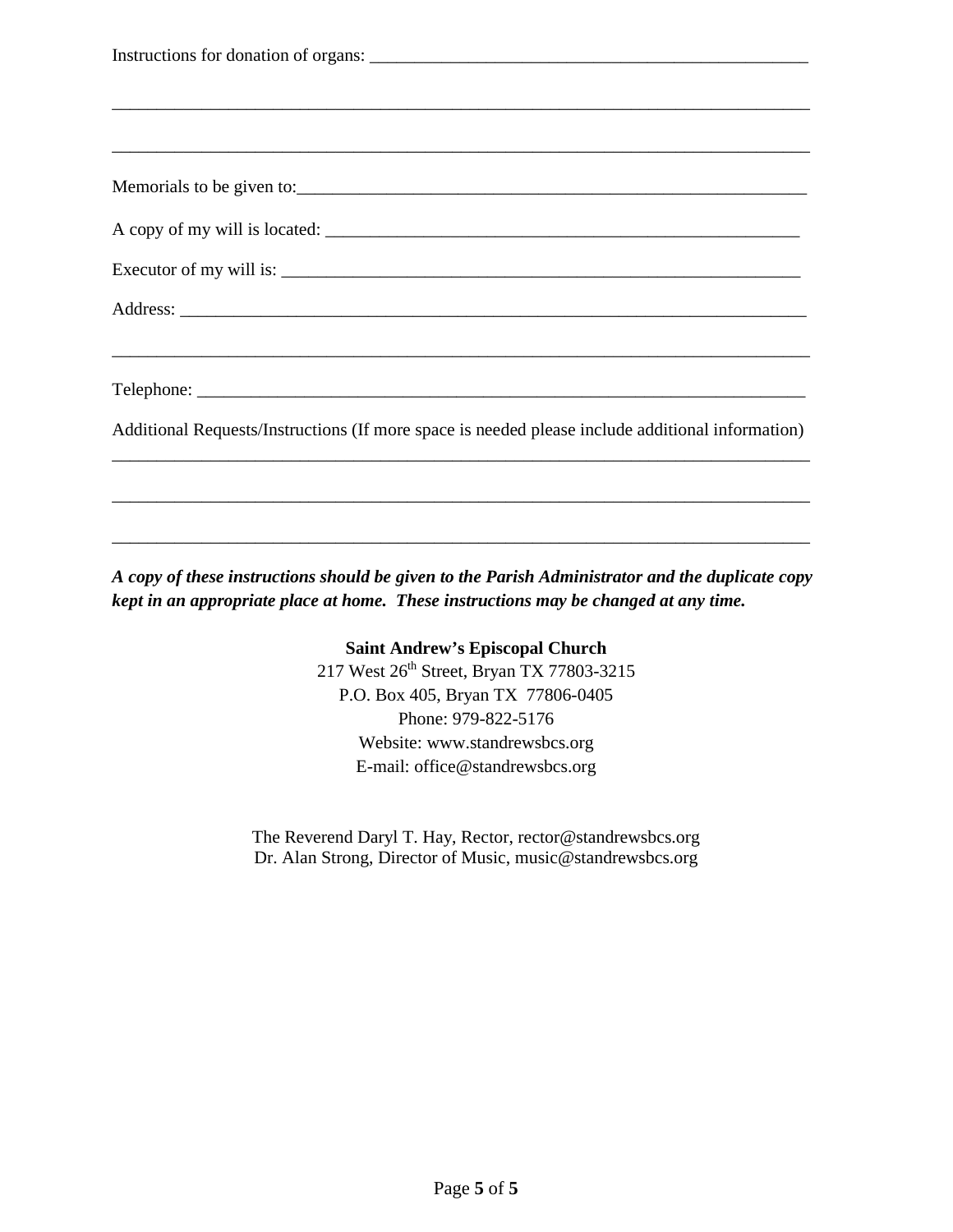Instructions for donation of organs: ___________________________________________________

_____________________________________________________________________________

_____________________________________________________________________________

Memorials to be given to:______________________________________________________

A copy of my will is located: ___________________________________________________

Executor of my will is: _______________________________________________________

Address: ___________________________________________________________________

_____________________________________________________________________________

Telephone: _________________________________________________________________

Additional Requests/Instructions (If more space is needed please include additional information)

_____________________________________________________________________________

_____________________________________________________________________________

_____________________________________________________________________________

***A copy of these instructions should be given to the Parish Administrator and the duplicate copy kept in an appropriate place at home. These instructions may be changed at any time.***

**Saint Andrew's Episcopal Church**
217 West 26th Street, Bryan TX 77803-3215
P.O. Box 405, Bryan TX 77806-0405
Phone: 979-822-5176
Website: www.standrewsbcs.org
E-mail: office@standrewsbcs.org

The Reverend Daryl T. Hay, Rector, rector@standrewsbcs.org
Dr. Alan Strong, Director of Music, music@standrewsbcs.org